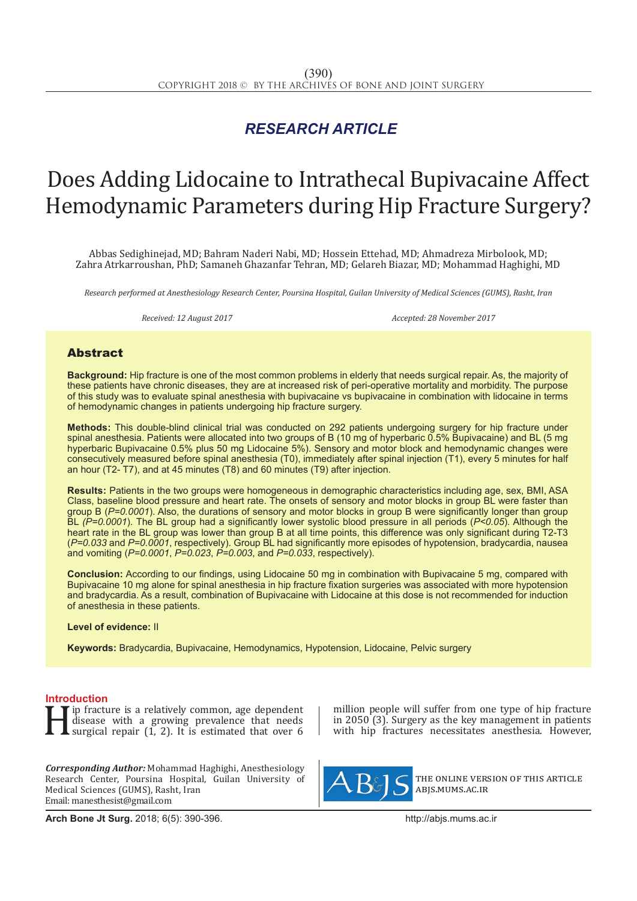## RESEARCH ARTICLE

# Does Adding Lidocaine to Intrathecal Bupivacaine Affect Hemodynamic Parameters during Hip Fracture Surgery?

Abbas Sedighinejad, MD; Bahram Naderi Nabi, MD; Hossein Ettehad, MD; Ahmadreza Mirbolook, MD; Zahra Atrkarroushan, PhD; Samaneh Ghazanfar Tehran, MD; Gelareh Biazar, MD; Mohammad Haghighi, MD

*Research performed at Anesthesiology Research Center, Poursina Hospital, Guilan University of Medical Sciences (GUMS), Rasht, Iran*

*Received: 12 August 2017* *Accepted: 28 November 2017*

## Abstract

**Background:** Hip fracture is one of the most common problems in elderly that needs surgical repair. As, the majority of these patients have chronic diseases, they are at increased risk of peri-operative mortality and morbidity. The purpose of this study was to evaluate spinal anesthesia with bupivacaine vs bupivacaine in combination with lidocaine in terms of hemodynamic changes in patients undergoing hip fracture surgery.

**Methods:** This double-blind clinical trial was conducted on 292 patients undergoing surgery for hip fracture under spinal anesthesia. Patients were allocated into two groups of B (10 mg of hyperbaric 0.5% Bupivacaine) and BL (5 mg hyperbaric Bupivacaine 0.5% plus 50 mg Lidocaine 5%). Sensory and motor block and hemodynamic changes were consecutively measured before spinal anesthesia (T0), immediately after spinal injection (T1), every 5 minutes for half an hour (T2- T7), and at 45 minutes (T8) and 60 minutes (T9) after injection.

**Results:** Patients in the two groups were homogeneous in demographic characteristics including age, sex, BMI, ASA Class, baseline blood pressure and heart rate. The onsets of sensory and motor blocks in group BL were faster than group B (*P=0.0001*). Also, the durations of sensory and motor blocks in group B were significantly longer than group BL *(P=0.0001*). The BL group had a significantly lower systolic blood pressure in all periods (*P<0.05*). Although the heart rate in the BL group was lower than group B at all time points, this difference was only significant during T2-T3 (*P=0.033* and *P=0.0001*, respectively). Group BL had significantly more episodes of hypotension, bradycardia, nausea and vomiting (*P=0.0001*, *P=0.023*, *P=0.003*, and *P=0.033*, respectively).

**Conclusion:** According to our findings, using Lidocaine 50 mg in combination with Bupivacaine 5 mg, compared with Bupivacaine 10 mg alone for spinal anesthesia in hip fracture fixation surgeries was associated with more hypotension and bradycardia. As a result, combination of Bupivacaine with Lidocaine at this dose is not recommended for induction of anesthesia in these patients.

**Level of evidence:** II

**Keywords:** Bradycardia, Bupivacaine, Hemodynamics, Hypotension, Lidocaine, Pelvic surgery

## Introduction

Hip fracture is a relatively common, age dependent disease with a growing prevalence that needs surgical repair (1, 2). It is estimated that over 6 million people will suffer from one type of hip fracture in 2050 (3). Surgery as the key management in patients with hip fractures necessitates anesthesia. However,

***Corresponding Author:*** Mohammad Haghighi, Anesthesiology Research Center, Poursina Hospital, Guilan University of Medical Sciences (GUMS), Rasht, Iran
Email: manesthesist@gmail.com

THE ONLINE VERSION OF THIS ARTICLE ABJS.MUMS.AC.IR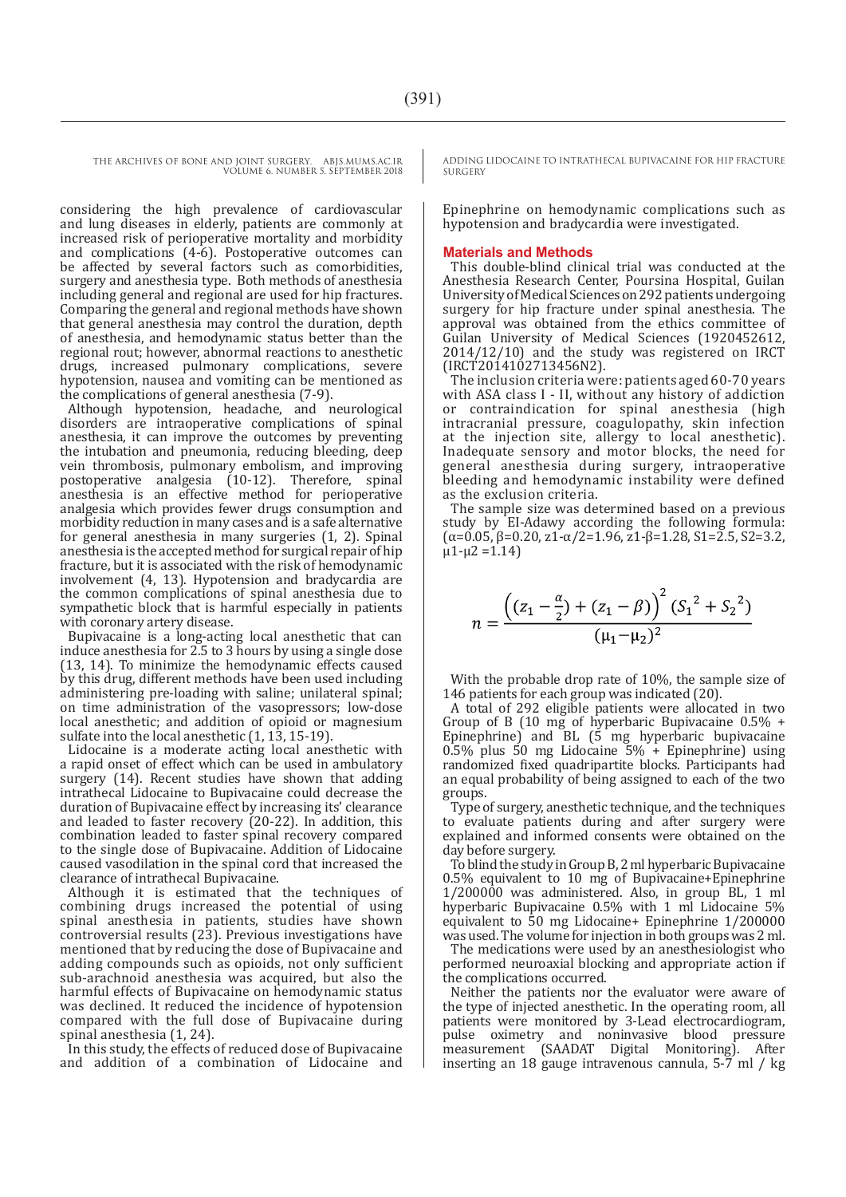considering the high prevalence of cardiovascular and lung diseases in elderly, patients are commonly at increased risk of perioperative mortality and morbidity and complications (4-6). Postoperative outcomes can be affected by several factors such as comorbidities, surgery and anesthesia type. Both methods of anesthesia including general and regional are used for hip fractures. Comparing the general and regional methods have shown that general anesthesia may control the duration, depth of anesthesia, and hemodynamic status better than the regional rout; however, abnormal reactions to anesthetic drugs, increased pulmonary complications, severe hypotension, nausea and vomiting can be mentioned as the complications of general anesthesia (7-9).

Although hypotension, headache, and neurological disorders are intraoperative complications of spinal anesthesia, it can improve the outcomes by preventing the intubation and pneumonia, reducing bleeding, deep vein thrombosis, pulmonary embolism, and improving postoperative analgesia (10-12). Therefore, spinal anesthesia is an effective method for perioperative analgesia which provides fewer drugs consumption and morbidity reduction in many cases and is a safe alternative for general anesthesia in many surgeries (1, 2). Spinal anesthesia is the accepted method for surgical repair of hip fracture, but it is associated with the risk of hemodynamic involvement (4, 13). Hypotension and bradycardia are the common complications of spinal anesthesia due to sympathetic block that is harmful especially in patients with coronary artery disease.

Bupivacaine is a long-acting local anesthetic that can induce anesthesia for 2.5 to 3 hours by using a single dose (13, 14). To minimize the hemodynamic effects caused by this drug, different methods have been used including administering pre-loading with saline; unilateral spinal; on time administration of the vasopressors; low-dose local anesthetic; and addition of opioid or magnesium sulfate into the local anesthetic (1, 13, 15-19).

Lidocaine is a moderate acting local anesthetic with a rapid onset of effect which can be used in ambulatory surgery (14). Recent studies have shown that adding intrathecal Lidocaine to Bupivacaine could decrease the duration of Bupivacaine effect by increasing its' clearance and leaded to faster recovery (20-22). In addition, this combination leaded to faster spinal recovery compared to the single dose of Bupivacaine. Addition of Lidocaine caused vasodilation in the spinal cord that increased the clearance of intrathecal Bupivacaine.

Although it is estimated that the techniques of combining drugs increased the potential of using spinal anesthesia in patients, studies have shown controversial results (23). Previous investigations have mentioned that by reducing the dose of Bupivacaine and adding compounds such as opioids, not only sufficient sub-arachnoid anesthesia was acquired, but also the harmful effects of Bupivacaine on hemodynamic status was declined. It reduced the incidence of hypotension compared with the full dose of Bupivacaine during spinal anesthesia (1, 24).

In this study, the effects of reduced dose of Bupivacaine and addition of a combination of Lidocaine and Epinephrine on hemodynamic complications such as hypotension and bradycardia were investigated.

## Materials and Methods

This double-blind clinical trial was conducted at the Anesthesia Research Center, Poursina Hospital, Guilan University of Medical Sciences on 292 patients undergoing surgery for hip fracture under spinal anesthesia. The approval was obtained from the ethics committee of Guilan University of Medical Sciences (1920452612, 2014/12/10) and the study was registered on IRCT (IRCT2014102713456N2).

The inclusion criteria were: patients aged 60-70 years with ASA class I - II, without any history of addiction or contraindication for spinal anesthesia (high intracranial pressure, coagulopathy, skin infection at the injection site, allergy to local anesthetic). Inadequate sensory and motor blocks, the need for general anesthesia during surgery, intraoperative bleeding and hemodynamic instability were defined as the exclusion criteria.

The sample size was determined based on a previous study by El-Adawy according the following formula: ($\alpha$=0.05, $\beta$=0.20, $z_{1-\alpha/2}$=1.96, $z_{1-\beta}$=1.28, $S_1$=2.5, $S_2$=3.2, $\mu_1$-$\mu_2$ =1.14)

$$n = \frac{\left((z_1 - \frac{\alpha}{2}) + (z_1 - \beta)\right)^2 (S_1{}^2 + S_2{}^2)}{(\mu_1 - \mu_2)^2}$$

With the probable drop rate of 10%, the sample size of 146 patients for each group was indicated (20).

A total of 292 eligible patients were allocated in two Group of B (10 mg of hyperbaric Bupivacaine 0.5% + Epinephrine) and BL (5 mg hyperbaric bupivacaine 0.5% plus 50 mg Lidocaine 5% + Epinephrine) using randomized fixed quadripartite blocks. Participants had an equal probability of being assigned to each of the two groups.

Type of surgery, anesthetic technique, and the techniques to evaluate patients during and after surgery were explained and informed consents were obtained on the day before surgery.

To blind the study in Group B, 2 ml hyperbaric Bupivacaine 0.5% equivalent to 10 mg of Bupivacaine+Epinephrine 1/200000 was administered. Also, in group BL, 1 ml hyperbaric Bupivacaine 0.5% with 1 ml Lidocaine 5% equivalent to 50 mg Lidocaine+ Epinephrine 1/200000 was used. The volume for injection in both groups was 2 ml.

The medications were used by an anesthesiologist who performed neuroaxial blocking and appropriate action if the complications occurred.

Neither the patients nor the evaluator were aware of the type of injected anesthetic. In the operating room, all patients were monitored by 3-Lead electrocardiogram, pulse oximetry and noninvasive blood pressure measurement (SAADAT Digital Monitoring). After inserting an 18 gauge intravenous cannula, 5-7 ml / kg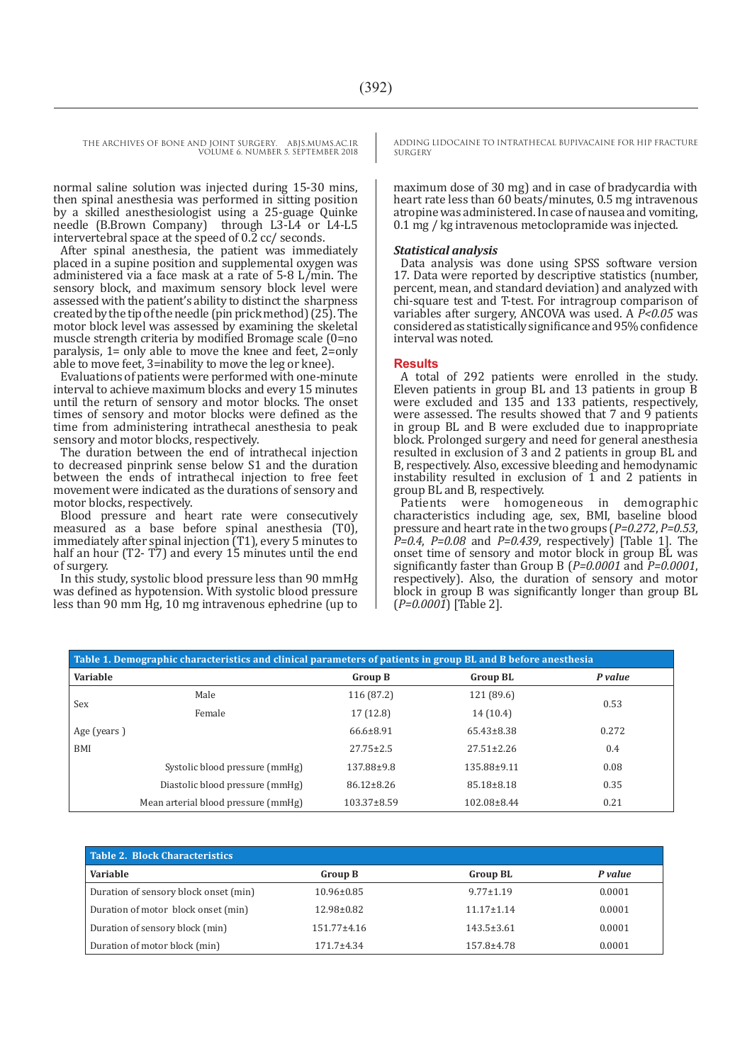normal saline solution was injected during 15-30 mins, then spinal anesthesia was performed in sitting position by a skilled anesthesiologist using a 25-guage Quinke needle (B.Brown Company) through L3-L4 or L4-L5 intervertebral space at the speed of 0.2 cc/ seconds.

After spinal anesthesia, the patient was immediately placed in a supine position and supplemental oxygen was administered via a face mask at a rate of 5-8 L/min. The sensory block, and maximum sensory block level were assessed with the patient's ability to distinct the sharpness created by the tip of the needle (pin prick method) (25). The motor block level was assessed by examining the skeletal muscle strength criteria by modified Bromage scale (0=no paralysis, 1= only able to move the knee and feet, 2=only able to move feet, 3=inability to move the leg or knee).

Evaluations of patients were performed with one-minute interval to achieve maximum blocks and every 15 minutes until the return of sensory and motor blocks. The onset times of sensory and motor blocks were defined as the time from administering intrathecal anesthesia to peak sensory and motor blocks, respectively.

The duration between the end of intrathecal injection to decreased pinprink sense below S1 and the duration between the ends of intrathecal injection to free feet movement were indicated as the durations of sensory and motor blocks, respectively.

Blood pressure and heart rate were consecutively measured as a base before spinal anesthesia (T0), immediately after spinal injection (T1), every 5 minutes to half an hour (T2- T7) and every 15 minutes until the end of surgery.

In this study, systolic blood pressure less than 90 mmHg was defined as hypotension. With systolic blood pressure less than 90 mm Hg, 10 mg intravenous ephedrine (up to maximum dose of 30 mg) and in case of bradycardia with heart rate less than 60 beats/minutes, 0.5 mg intravenous atropine was administered. In case of nausea and vomiting, 0.1 mg / kg intravenous metoclopramide was injected.

### Statistical analysis

Data analysis was done using SPSS software version 17. Data were reported by descriptive statistics (number, percent, mean, and standard deviation) and analyzed with chi-square test and T-test. For intragroup comparison of variables after surgery, ANCOVA was used. A $P<0.05$ was considered as statistically significance and 95% confidence interval was noted.

## Results

A total of 292 patients were enrolled in the study. Eleven patients in group BL and 13 patients in group B were excluded and 135 and 133 patients, respectively, were assessed. The results showed that 7 and 9 patients in group BL and B were excluded due to inappropriate block. Prolonged surgery and need for general anesthesia resulted in exclusion of 3 and 2 patients in group BL and B, respectively. Also, excessive bleeding and hemodynamic instability resulted in exclusion of 1 and 2 patients in group BL and B, respectively.

Patients were homogeneous in demographic characteristics including age, sex, BMI, baseline blood pressure and heart rate in the two groups (*P=0.272*, *P=0.53*, *P=0.4*, *P=0.08* and *P=0.439*, respectively) [Table 1]. The onset time of sensory and motor block in group BL was significantly faster than Group B (*P=0.0001* and *P=0.0001*, respectively). Also, the duration of sensory and motor block in group B was significantly longer than group BL (*P=0.0001*) [Table 2].

**Table 1. Demographic characteristics and clinical parameters of patients in group BL and B before anesthesia**

| Variable | | Group B | Group BL | *P value* |
|---|---|---|---|---|
| Sex | Male | 116 (87.2) | 121 (89.6) | 0.53 |
| | Female | 17 (12.8) | 14 (10.4) | |
| Age (years ) | | 66.6±8.91 | 65.43±8.38 | 0.272 |
| BMI | | 27.75±2.5 | 27.51±2.26 | 0.4 |
| | Systolic blood pressure (mmHg) | 137.88±9.8 | 135.88±9.11 | 0.08 |
| | Diastolic blood pressure (mmHg) | 86.12±8.26 | 85.18±8.18 | 0.35 |
| | Mean arterial blood pressure (mmHg) | 103.37±8.59 | 102.08±8.44 | 0.21 |

**Table 2. Block Characteristics**

| Variable | Group B | Group BL | *P value* |
|---|---|---|---|
| Duration of sensory block onset (min) | 10.96±0.85 | 9.77±1.19 | 0.0001 |
| Duration of motor block onset (min) | 12.98±0.82 | 11.17±1.14 | 0.0001 |
| Duration of sensory block (min) | 151.77±4.16 | 143.5±3.61 | 0.0001 |
| Duration of motor block (min) | 171.7±4.34 | 157.8±4.78 | 0.0001 |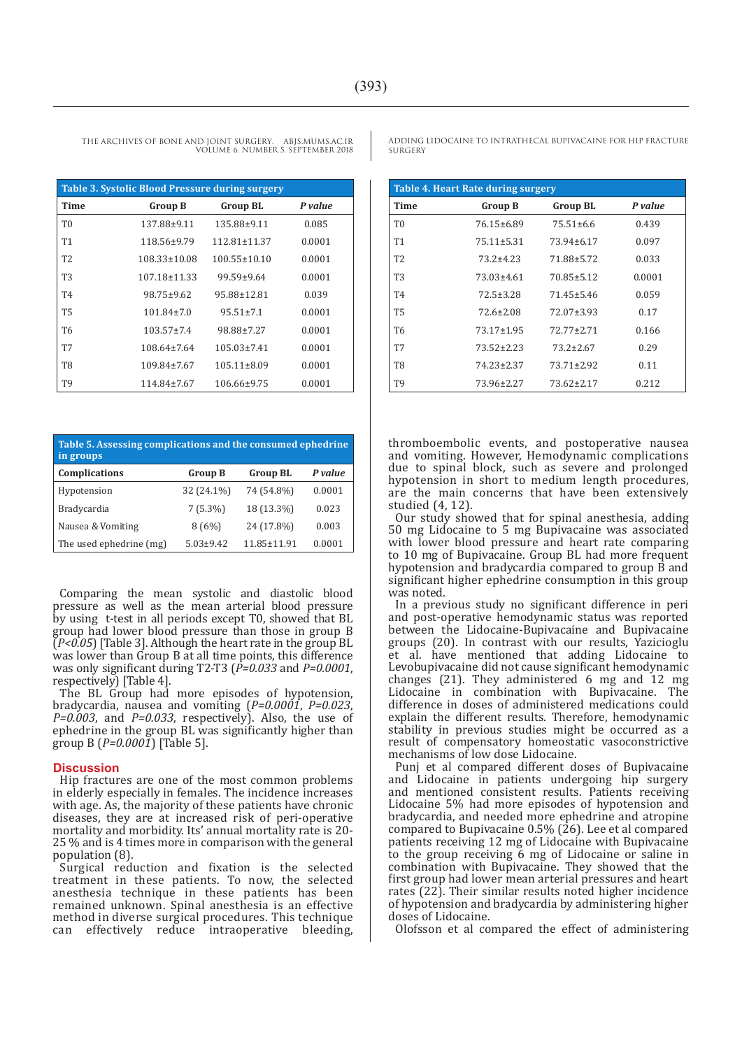**Table 3. Systolic Blood Pressure during surgery**

| Time | Group B | Group BL | *P value* |
|---|---|---|---|
| T0 | 137.88±9.11 | 135.88±9.11 | 0.085 |
| T1 | 118.56±9.79 | 112.81±11.37 | 0.0001 |
| T2 | 108.33±10.08 | 100.55±10.10 | 0.0001 |
| T3 | 107.18±11.33 | 99.59±9.64 | 0.0001 |
| T4 | 98.75±9.62 | 95.88±12.81 | 0.039 |
| T5 | 101.84±7.0 | 95.51±7.1 | 0.0001 |
| T6 | 103.57±7.4 | 98.88±7.27 | 0.0001 |
| T7 | 108.64±7.64 | 105.03±7.41 | 0.0001 |
| T8 | 109.84±7.67 | 105.11±8.09 | 0.0001 |
| T9 | 114.84±7.67 | 106.66±9.75 | 0.0001 |

**Table 4. Heart Rate during surgery**

| Time | Group B | Group BL | *P value* |
|---|---|---|---|
| T0 | 76.15±6.89 | 75.51±6.6 | 0.439 |
| T1 | 75.11±5.31 | 73.94±6.17 | 0.097 |
| T2 | 73.2±4.23 | 71.88±5.72 | 0.033 |
| T3 | 73.03±4.61 | 70.85±5.12 | 0.0001 |
| T4 | 72.5±3.28 | 71.45±5.46 | 0.059 |
| T5 | 72.6±2.08 | 72.07±3.93 | 0.17 |
| T6 | 73.17±1.95 | 72.77±2.71 | 0.166 |
| T7 | 73.52±2.23 | 73.2±2.67 | 0.29 |
| T8 | 74.23±2.37 | 73.71±2.92 | 0.11 |
| T9 | 73.96±2.27 | 73.62±2.17 | 0.212 |

**Table 5. Assessing complications and the consumed ephedrine in groups**

| Complications | Group B | Group BL | *P value* |
|---|---|---|---|
| Hypotension | 32 (24.1%) | 74 (54.8%) | 0.0001 |
| Bradycardia | 7 (5.3%) | 18 (13.3%) | 0.023 |
| Nausea & Vomiting | 8 (6%) | 24 (17.8%) | 0.003 |
| The used ephedrine (mg) | 5.03±9.42 | 11.85±11.91 | 0.0001 |

Comparing the mean systolic and diastolic blood pressure as well as the mean arterial blood pressure by using t-test in all periods except T0, showed that BL group had lower blood pressure than those in group B (*P<0.05*) [Table 3]. Although the heart rate in the group BL was lower than Group B at all time points, this difference was only significant during T2-T3 (*P=0.033* and *P=0.0001*, respectively) [Table 4].

The BL Group had more episodes of hypotension, bradycardia, nausea and vomiting (*P=0.0001*, *P=0.023*, *P=0.003*, and *P=0.033*, respectively). Also, the use of ephedrine in the group BL was significantly higher than group B (*P=0.0001*) [Table 5].

## Discussion

Hip fractures are one of the most common problems in elderly especially in females. The incidence increases with age. As, the majority of these patients have chronic diseases, they are at increased risk of peri-operative mortality and morbidity. Its' annual mortality rate is 20-25 % and is 4 times more in comparison with the general population (8).

Surgical reduction and fixation is the selected treatment in these patients. To now, the selected anesthesia technique in these patients has been remained unknown. Spinal anesthesia is an effective method in diverse surgical procedures. This technique can effectively reduce intraoperative bleeding, thromboembolic events, and postoperative nausea and vomiting. However, Hemodynamic complications due to spinal block, such as severe and prolonged hypotension in short to medium length procedures, are the main concerns that have been extensively studied (4, 12).

Our study showed that for spinal anesthesia, adding 50 mg Lidocaine to 5 mg Bupivacaine was associated with lower blood pressure and heart rate comparing to 10 mg of Bupivacaine. Group BL had more frequent hypotension and bradycardia compared to group B and significant higher ephedrine consumption in this group was noted.

In a previous study no significant difference in peri and post-operative hemodynamic status was reported between the Lidocaine-Bupivacaine and Bupivacaine groups (20). In contrast with our results, Yazicioglu et al. have mentioned that adding Lidocaine to Levobupivacaine did not cause significant hemodynamic changes (21). They administered 6 mg and 12 mg Lidocaine in combination with Bupivacaine. The difference in doses of administered medications could explain the different results. Therefore, hemodynamic stability in previous studies might be occurred as a result of compensatory homeostatic vasoconstrictive mechanisms of low dose Lidocaine.

Punj et al compared different doses of Bupivacaine and Lidocaine in patients undergoing hip surgery and mentioned consistent results. Patients receiving Lidocaine 5% had more episodes of hypotension and bradycardia, and needed more ephedrine and atropine compared to Bupivacaine 0.5% (26). Lee et al compared patients receiving 12 mg of Lidocaine with Bupivacaine to the group receiving 6 mg of Lidocaine or saline in combination with Bupivacaine. They showed that the first group had lower mean arterial pressures and heart rates (22). Their similar results noted higher incidence of hypotension and bradycardia by administering higher doses of Lidocaine.

Olofsson et al compared the effect of administering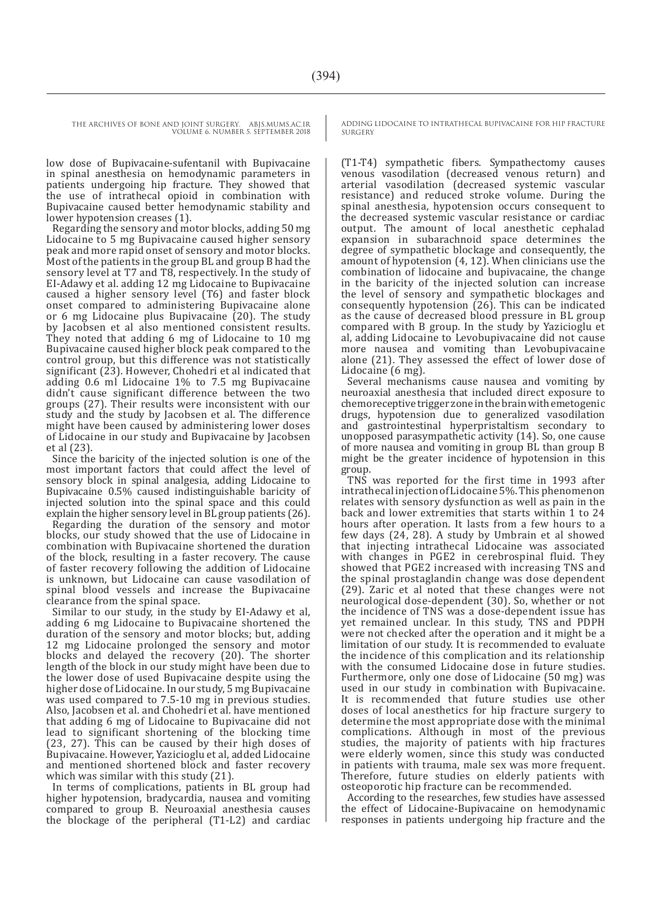low dose of Bupivacaine-sufentanil with Bupivacaine in spinal anesthesia on hemodynamic parameters in patients undergoing hip fracture. They showed that the use of intrathecal opioid in combination with Bupivacaine caused better hemodynamic stability and lower hypotension creases (1).

Regarding the sensory and motor blocks, adding 50 mg Lidocaine to 5 mg Bupivacaine caused higher sensory peak and more rapid onset of sensory and motor blocks. Most of the patients in the group BL and group B had the sensory level at T7 and T8, respectively. In the study of EI-Adawy et al. adding 12 mg Lidocaine to Bupivacaine caused a higher sensory level (T6) and faster block onset compared to administering Bupivacaine alone or 6 mg Lidocaine plus Bupivacaine (20). The study by Jacobsen et al also mentioned consistent results. They noted that adding 6 mg of Lidocaine to 10 mg Bupivacaine caused higher block peak compared to the control group, but this difference was not statistically significant (23). However, Chohedri et al indicated that adding 0.6 ml Lidocaine 1% to 7.5 mg Bupivacaine didn't cause significant difference between the two groups (27). Their results were inconsistent with our study and the study by Jacobsen et al. The difference might have been caused by administering lower doses of Lidocaine in our study and Bupivacaine by Jacobsen et al (23).

Since the baricity of the injected solution is one of the most important factors that could affect the level of sensory block in spinal analgesia, adding Lidocaine to Bupivacaine 0.5% caused indistinguishable baricity of injected solution into the spinal space and this could explain the higher sensory level in BL group patients (26).

Regarding the duration of the sensory and motor blocks, our study showed that the use of Lidocaine in combination with Bupivacaine shortened the duration of the block, resulting in a faster recovery. The cause of faster recovery following the addition of Lidocaine is unknown, but Lidocaine can cause vasodilation of spinal blood vessels and increase the Bupivacaine clearance from the spinal space.

Similar to our study, in the study by EI-Adawy et al, adding 6 mg Lidocaine to Bupivacaine shortened the duration of the sensory and motor blocks; but, adding 12 mg Lidocaine prolonged the sensory and motor blocks and delayed the recovery (20). The shorter length of the block in our study might have been due to the lower dose of used Bupivacaine despite using the higher dose of Lidocaine. In our study, 5 mg Bupivacaine was used compared to 7.5-10 mg in previous studies. Also, Jacobsen et al. and Chohedri et al. have mentioned that adding 6 mg of Lidocaine to Bupivacaine did not lead to significant shortening of the blocking time (23, 27). This can be caused by their high doses of Bupivacaine. However, Yazicioglu et al, added Lidocaine and mentioned shortened block and faster recovery which was similar with this study (21).

In terms of complications, patients in BL group had higher hypotension, bradycardia, nausea and vomiting compared to group B. Neuroaxial anesthesia causes the blockage of the peripheral (T1-L2) and cardiac (T1-T4) sympathetic fibers. Sympathectomy causes venous vasodilation (decreased venous return) and arterial vasodilation (decreased systemic vascular resistance) and reduced stroke volume. During the spinal anesthesia, hypotension occurs consequent to the decreased systemic vascular resistance or cardiac output. The amount of local anesthetic cephalad expansion in subarachnoid space determines the degree of sympathetic blockage and consequently, the amount of hypotension (4, 12). When clinicians use the combination of lidocaine and bupivacaine, the change in the baricity of the injected solution can increase the level of sensory and sympathetic blockages and consequently hypotension (26). This can be indicated as the cause of decreased blood pressure in BL group compared with B group. In the study by Yazicioglu et al, adding Lidocaine to Levobupivacaine did not cause more nausea and vomiting than Levobupivacaine alone (21). They assessed the effect of lower dose of Lidocaine (6 mg).

Several mechanisms cause nausea and vomiting by neuroaxial anesthesia that included direct exposure to chemoreceptive trigger zone in the brain with emetogenic drugs, hypotension due to generalized vasodilation and gastrointestinal hyperpristaltism secondary to unopposed parasympathetic activity (14). So, one cause of more nausea and vomiting in group BL than group B might be the greater incidence of hypotension in this group.

TNS was reported for the first time in 1993 after intrathecal injection of Lidocaine 5%. This phenomenon relates with sensory dysfunction as well as pain in the back and lower extremities that starts within 1 to 24 hours after operation. It lasts from a few hours to a few days (24, 28). A study by Umbrain et al showed that injecting intrathecal Lidocaine was associated with changes in PGE2 in cerebrospinal fluid. They showed that PGE2 increased with increasing TNS and the spinal prostaglandin change was dose dependent (29). Zaric et al noted that these changes were not neurological dose-dependent (30). So, whether or not the incidence of TNS was a dose-dependent issue has yet remained unclear. In this study, TNS and PDPH were not checked after the operation and it might be a limitation of our study. It is recommended to evaluate the incidence of this complication and its relationship with the consumed Lidocaine dose in future studies. Furthermore, only one dose of Lidocaine (50 mg) was used in our study in combination with Bupivacaine. It is recommended that future studies use other doses of local anesthetics for hip fracture surgery to determine the most appropriate dose with the minimal complications. Although in most of the previous studies, the majority of patients with hip fractures were elderly women, since this study was conducted in patients with trauma, male sex was more frequent. Therefore, future studies on elderly patients with osteoporotic hip fracture can be recommended.

According to the researches, few studies have assessed the effect of Lidocaine-Bupivacaine on hemodynamic responses in patients undergoing hip fracture and the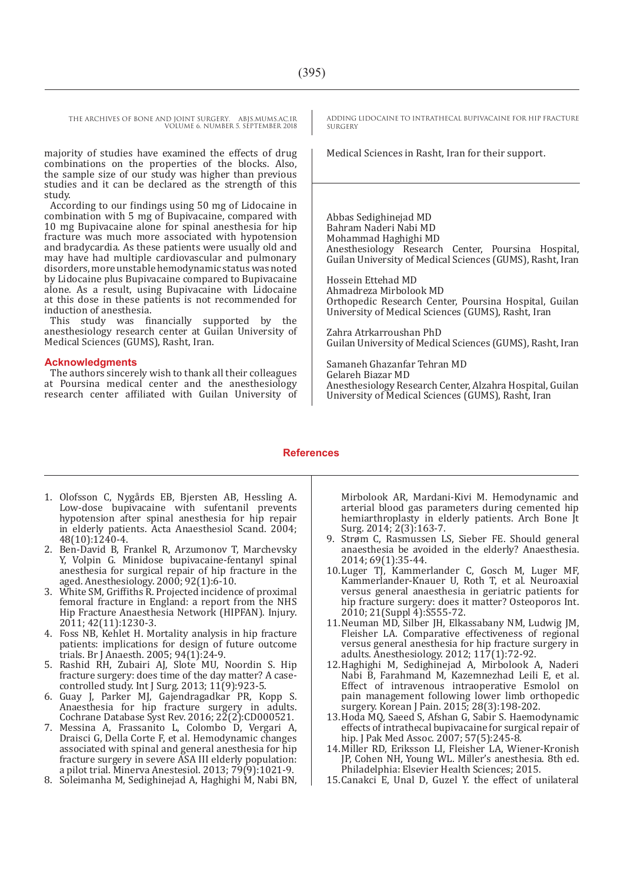majority of studies have examined the effects of drug combinations on the properties of the blocks. Also, the sample size of our study was higher than previous studies and it can be declared as the strength of this study.

According to our findings using 50 mg of Lidocaine in combination with 5 mg of Bupivacaine, compared with 10 mg Bupivacaine alone for spinal anesthesia for hip fracture was much more associated with hypotension and bradycardia. As these patients were usually old and may have had multiple cardiovascular and pulmonary disorders, more unstable hemodynamic status was noted by Lidocaine plus Bupivacaine compared to Bupivacaine alone. As a result, using Bupivacaine with Lidocaine at this dose in these patients is not recommended for induction of anesthesia.

This study was financially supported by the anesthesiology research center at Guilan University of Medical Sciences (GUMS), Rasht, Iran.

## Acknowledgments

The authors sincerely wish to thank all their colleagues at Poursina medical center and the anesthesiology research center affiliated with Guilan University of Medical Sciences in Rasht, Iran for their support.

Abbas Sedighinejad MD
Bahram Naderi Nabi MD
Mohammad Haghighi MD
Anesthesiology Research Center, Poursina Hospital, Guilan University of Medical Sciences (GUMS), Rasht, Iran

Hossein Ettehad MD
Ahmadreza Mirbolook MD
Orthopedic Research Center, Poursina Hospital, Guilan University of Medical Sciences (GUMS), Rasht, Iran

Zahra Atrkarroushan PhD
Guilan University of Medical Sciences (GUMS), Rasht, Iran

Samaneh Ghazanfar Tehran MD
Gelareh Biazar MD
Anesthesiology Research Center, Alzahra Hospital, Guilan University of Medical Sciences (GUMS), Rasht, Iran

## References

1. Olofsson C, Nygårds EB, Bjersten AB, Hessling A. Low-dose bupivacaine with sufentanil prevents hypotension after spinal anesthesia for hip repair in elderly patients. Acta Anaesthesiol Scand. 2004; 48(10):1240-4.
2. Ben-David B, Frankel R, Arzumonov T, Marchevsky Y, Volpin G. Minidose bupivacaine-fentanyl spinal anesthesia for surgical repair of hip fracture in the aged. Anesthesiology. 2000; 92(1):6-10.
3. White SM, Griffiths R. Projected incidence of proximal femoral fracture in England: a report from the NHS Hip Fracture Anaesthesia Network (HIPFAN). Injury. 2011; 42(11):1230-3.
4. Foss NB, Kehlet H. Mortality analysis in hip fracture patients: implications for design of future outcome trials. Br J Anaesth. 2005; 94(1):24-9.
5. Rashid RH, Zubairi AJ, Slote MU, Noordin S. Hip fracture surgery: does time of the day matter? A case-controlled study. Int J Surg. 2013; 11(9):923-5.
6. Guay J, Parker MJ, Gajendragadkar PR, Kopp S. Anaesthesia for hip fracture surgery in adults. Cochrane Database Syst Rev. 2016; 22(2):CD000521.
7. Messina A, Frassanito L, Colombo D, Vergari A, Draisci G, Della Corte F, et al. Hemodynamic changes associated with spinal and general anesthesia for hip fracture surgery in severe ASA III elderly population: a pilot trial. Minerva Anestesiol. 2013; 79(9):1021-9.
8. Soleimanha M, Sedighinejad A, Haghighi M, Nabi BN, Mirbolook AR, Mardani-Kivi M. Hemodynamic and arterial blood gas parameters during cemented hip hemiarthroplasty in elderly patients. Arch Bone Jt Surg. 2014; 2(3):163-7.
9. Strøm C, Rasmussen LS, Sieber FE. Should general anaesthesia be avoided in the elderly? Anaesthesia. 2014; 69(1):35-44.
10. Luger TJ, Kammerlander C, Gosch M, Luger MF, Kammerlander-Knauer U, Roth T, et al. Neuroaxial versus general anaesthesia in geriatric patients for hip fracture surgery: does it matter? Osteoporos Int. 2010; 21(Suppl 4):S555-72.
11. Neuman MD, Silber JH, Elkassabany NM, Ludwig JM, Fleisher LA. Comparative effectiveness of regional versus general anesthesia for hip fracture surgery in adults. Anesthesiology. 2012; 117(1):72-92.
12. Haghighi M, Sedighinejad A, Mirbolook A, Naderi Nabi B, Farahmand M, Kazemnezhad Leili E, et al. Effect of intravenous intraoperative Esmolol on pain management following lower limb orthopedic surgery. Korean J Pain. 2015; 28(3):198-202.
13. Hoda MQ, Saeed S, Afshan G, Sabir S. Haemodynamic effects of intrathecal bupivacaine for surgical repair of hip. J Pak Med Assoc. 2007; 57(5):245-8.
14. Miller RD, Eriksson LI, Fleisher LA, Wiener-Kronish JP, Cohen NH, Young WL. Miller's anesthesia. 8th ed. Philadelphia: Elsevier Health Sciences; 2015.
15. Canakci E, Unal D, Guzel Y. the effect of unilateral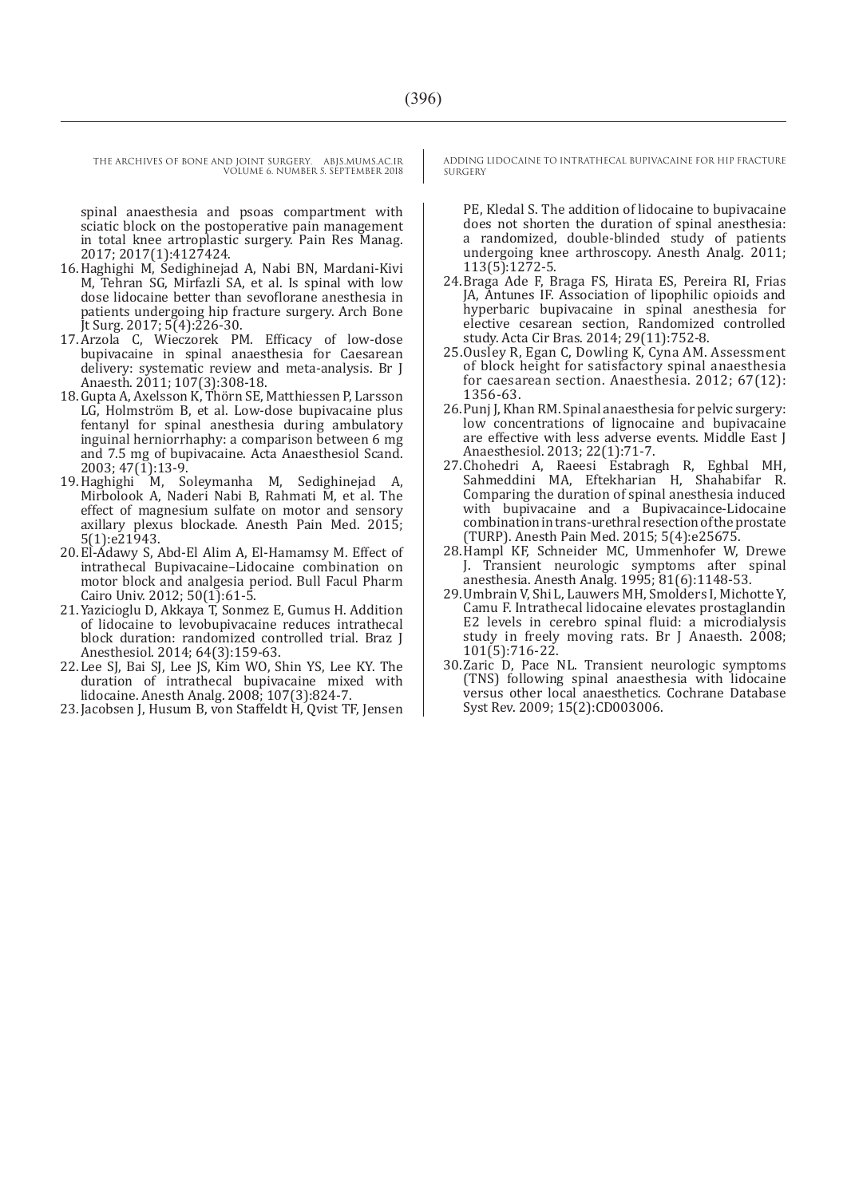spinal anaesthesia and psoas compartment with sciatic block on the postoperative pain management in total knee artroplastic surgery. Pain Res Manag. 2017; 2017(1):4127424.

16. Haghighi M, Sedighinejad A, Nabi BN, Mardani-Kivi M, Tehran SG, Mirfazli SA, et al. Is spinal with low dose lidocaine better than sevoflorane anesthesia in patients undergoing hip fracture surgery. Arch Bone Jt Surg. 2017; 5(4):226-30.
17. Arzola C, Wieczorek PM. Efficacy of low-dose bupivacaine in spinal anaesthesia for Caesarean delivery: systematic review and meta-analysis. Br J Anaesth. 2011; 107(3):308-18.
18. Gupta A, Axelsson K, Thörn SE, Matthiessen P, Larsson LG, Holmström B, et al. Low-dose bupivacaine plus fentanyl for spinal anesthesia during ambulatory inguinal herniorrhaphy: a comparison between 6 mg and 7.5 mg of bupivacaine. Acta Anaesthesiol Scand. 2003; 47(1):13-9.
19. Haghighi M, Soleymanha M, Sedighinejad A, Mirbolook A, Naderi Nabi B, Rahmati M, et al. The effect of magnesium sulfate on motor and sensory axillary plexus blockade. Anesth Pain Med. 2015; 5(1):e21943.
20. El-Adawy S, Abd-El Alim A, El-Hamamsy M. Effect of intrathecal Bupivacaine–Lidocaine combination on motor block and analgesia period. Bull Facul Pharm Cairo Univ. 2012; 50(1):61-5.
21. Yazicioglu D, Akkaya T, Sonmez E, Gumus H. Addition of lidocaine to levobupivacaine reduces intrathecal block duration: randomized controlled trial. Braz J Anesthesiol. 2014; 64(3):159-63.
22. Lee SJ, Bai SJ, Lee JS, Kim WO, Shin YS, Lee KY. The duration of intrathecal bupivacaine mixed with lidocaine. Anesth Analg. 2008; 107(3):824-7.
23. Jacobsen J, Husum B, von Staffeldt H, Qvist TF, Jensen PE, Kledal S. The addition of lidocaine to bupivacaine does not shorten the duration of spinal anesthesia: a randomized, double-blinded study of patients undergoing knee arthroscopy. Anesth Analg. 2011; 113(5):1272-5.
24. Braga Ade F, Braga FS, Hirata ES, Pereira RI, Frias JA, Antunes IF. Association of lipophilic opioids and hyperbaric bupivacaine in spinal anesthesia for elective cesarean section, Randomized controlled study. Acta Cir Bras. 2014; 29(11):752-8.
25. Ousley R, Egan C, Dowling K, Cyna AM. Assessment of block height for satisfactory spinal anaesthesia for caesarean section. Anaesthesia. 2012; 67(12): 1356-63.
26. Punj J, Khan RM. Spinal anaesthesia for pelvic surgery: low concentrations of lignocaine and bupivacaine are effective with less adverse events. Middle East J Anaesthesiol. 2013; 22(1):71-7.
27. Chohedri A, Raeesi Estabragh R, Eghbal MH, Sahmeddini MA, Eftekharian H, Shahabifar R. Comparing the duration of spinal anesthesia induced with bupivacaine and a Bupivacaince-Lidocaine combination in trans-urethral resection of the prostate (TURP). Anesth Pain Med. 2015; 5(4):e25675.
28. Hampl KF, Schneider MC, Ummenhofer W, Drewe J. Transient neurologic symptoms after spinal anesthesia. Anesth Analg. 1995; 81(6):1148-53.
29. Umbrain V, Shi L, Lauwers MH, Smolders I, Michotte Y, Camu F. Intrathecal lidocaine elevates prostaglandin E2 levels in cerebro spinal fluid: a microdialysis study in freely moving rats. Br J Anaesth. 2008; 101(5):716-22.
30. Zaric D, Pace NL. Transient neurologic symptoms (TNS) following spinal anaesthesia with lidocaine versus other local anaesthetics. Cochrane Database Syst Rev. 2009; 15(2):CD003006.